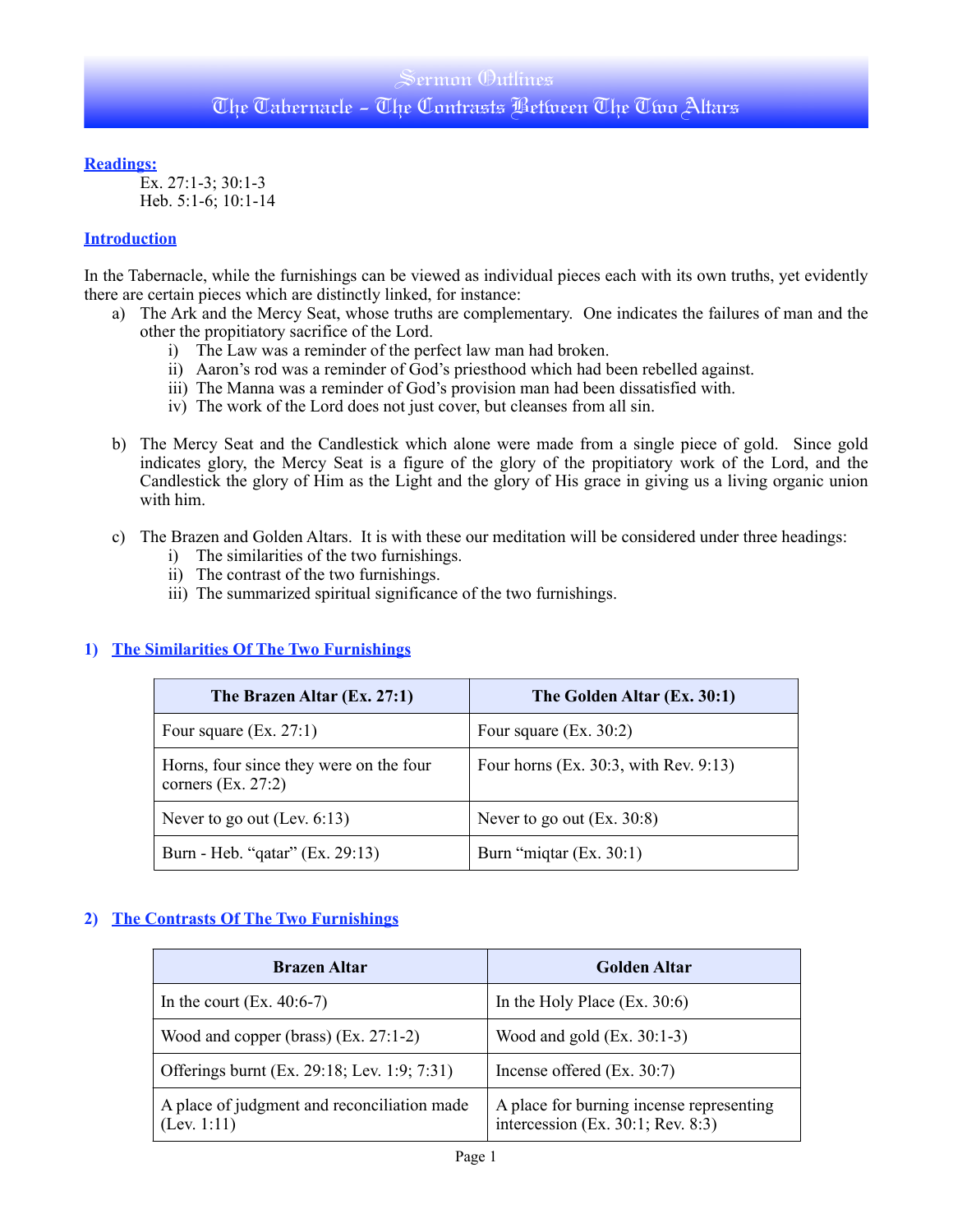# Sermon Outlines
# The Tabernacle - The Contrasts Between The Two Altars

**Readings:**

Ex. 27:1-3; 30:1-3
Heb. 5:1-6; 10:1-14

**Introduction**

In the Tabernacle, while the furnishings can be viewed as individual pieces each with its own truths, yet evidently there are certain pieces which are distinctly linked, for instance:

a) The Ark and the Mercy Seat, whose truths are complementary. One indicates the failures of man and the other the propitiatory sacrifice of the Lord.
   i) The Law was a reminder of the perfect law man had broken.
   ii) Aaron's rod was a reminder of God's priesthood which had been rebelled against.
   iii) The Manna was a reminder of God's provision man had been dissatisfied with.
   iv) The work of the Lord does not just cover, but cleanses from all sin.

b) The Mercy Seat and the Candlestick which alone were made from a single piece of gold. Since gold indicates glory, the Mercy Seat is a figure of the glory of the propitiatory work of the Lord, and the Candlestick the glory of Him as the Light and the glory of His grace in giving us a living organic union with him.

c) The Brazen and Golden Altars. It is with these our meditation will be considered under three headings:
   i) The similarities of the two furnishings.
   ii) The contrast of the two furnishings.
   iii) The summarized spiritual significance of the two furnishings.

## 1) The Similarities Of The Two Furnishings

| The Brazen Altar (Ex. 27:1) | The Golden Altar (Ex. 30:1) |
|---|---|
| Four square (Ex. 27:1) | Four square (Ex. 30:2) |
| Horns, four since they were on the four corners (Ex. 27:2) | Four horns (Ex. 30:3, with Rev. 9:13) |
| Never to go out (Lev. 6:13) | Never to go out (Ex. 30:8) |
| Burn - Heb. "qatar" (Ex. 29:13) | Burn "miqtar (Ex. 30:1) |

## 2) The Contrasts Of The Two Furnishings

| Brazen Altar | Golden Altar |
|---|---|
| In the court (Ex. 40:6-7) | In the Holy Place (Ex. 30:6) |
| Wood and copper (brass) (Ex. 27:1-2) | Wood and gold (Ex. 30:1-3) |
| Offerings burnt (Ex. 29:18; Lev. 1:9; 7:31) | Incense offered (Ex. 30:7) |
| A place of judgment and reconciliation made (Lev. 1:11) | A place for burning incense representing intercession (Ex. 30:1; Rev. 8:3) |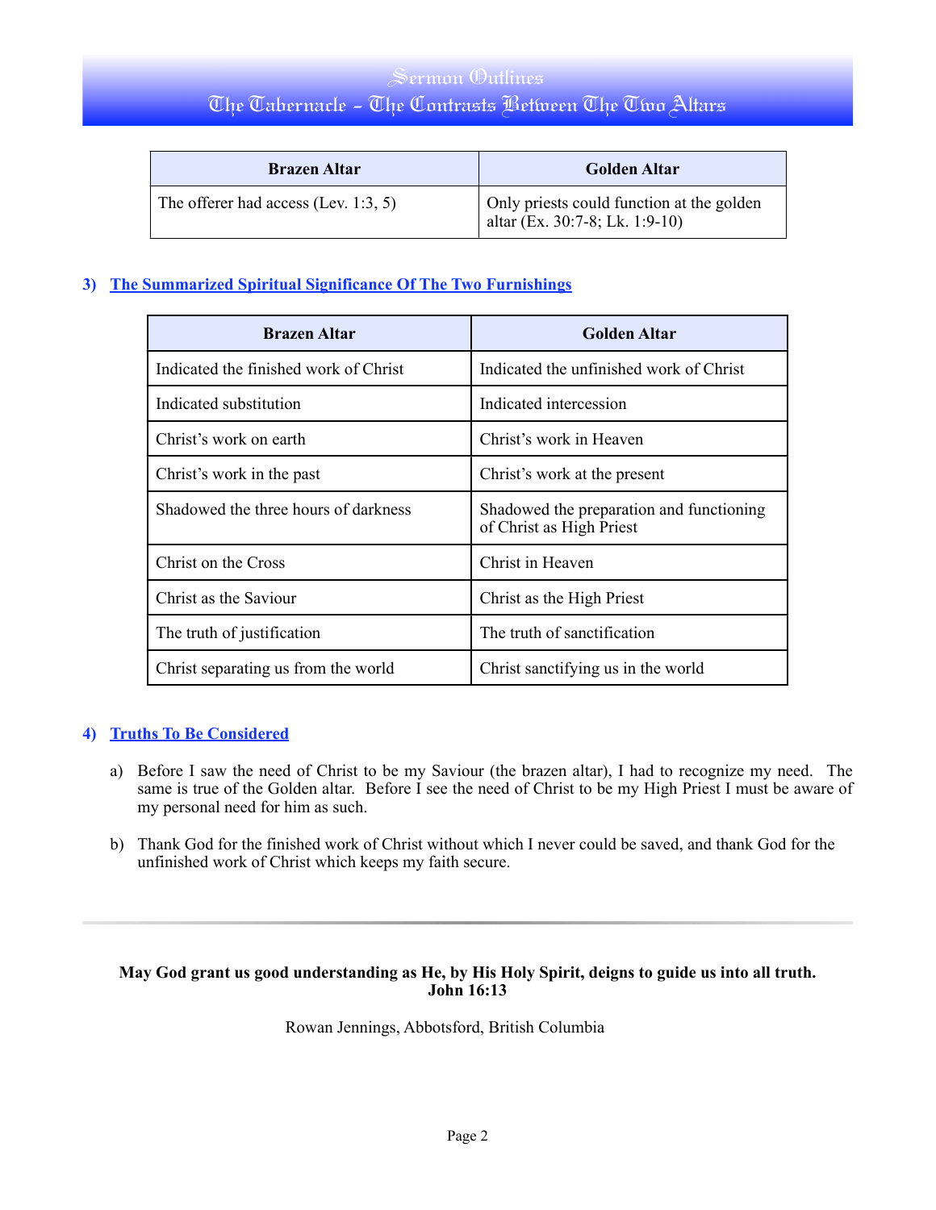| Brazen Altar | Golden Altar |
|---|---|
| The offerer had access (Lev. 1:3, 5) | Only priests could function at the golden altar (Ex. 30:7-8; Lk. 1:9-10) |

### 3) The Summarized Spiritual Significance Of The Two Furnishings

| Brazen Altar | Golden Altar |
|---|---|
| Indicated the finished work of Christ | Indicated the unfinished work of Christ |
| Indicated substitution | Indicated intercession |
| Christ's work on earth | Christ's work in Heaven |
| Christ's work in the past | Christ's work at the present |
| Shadowed the three hours of darkness | Shadowed the preparation and functioning of Christ as High Priest |
| Christ on the Cross | Christ in Heaven |
| Christ as the Saviour | Christ as the High Priest |
| The truth of justification | The truth of sanctification |
| Christ separating us from the world | Christ sanctifying us in the world |

### 4) Truths To Be Considered

a) Before I saw the need of Christ to be my Saviour (the brazen altar), I had to recognize my need. The same is true of the Golden altar. Before I see the need of Christ to be my High Priest I must be aware of my personal need for him as such.

b) Thank God for the finished work of Christ without which I never could be saved, and thank God for the unfinished work of Christ which keeps my faith secure.

---

**May God grant us good understanding as He, by His Holy Spirit, deigns to guide us into all truth. John 16:13**

Rowan Jennings, Abbotsford, British Columbia